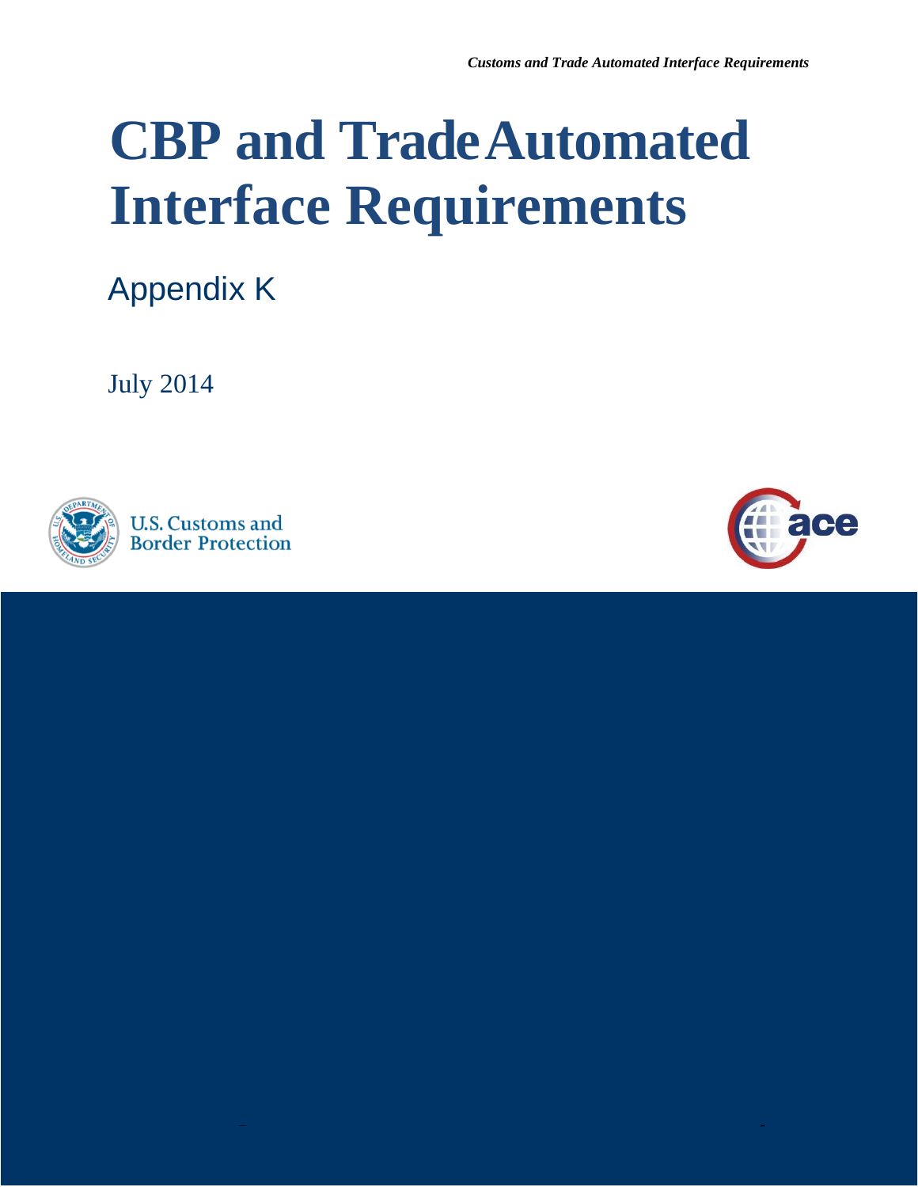# CBP and Trade Automated Interface Requirements

## Appendix K

July 2014

U.S. Customs and Border Protection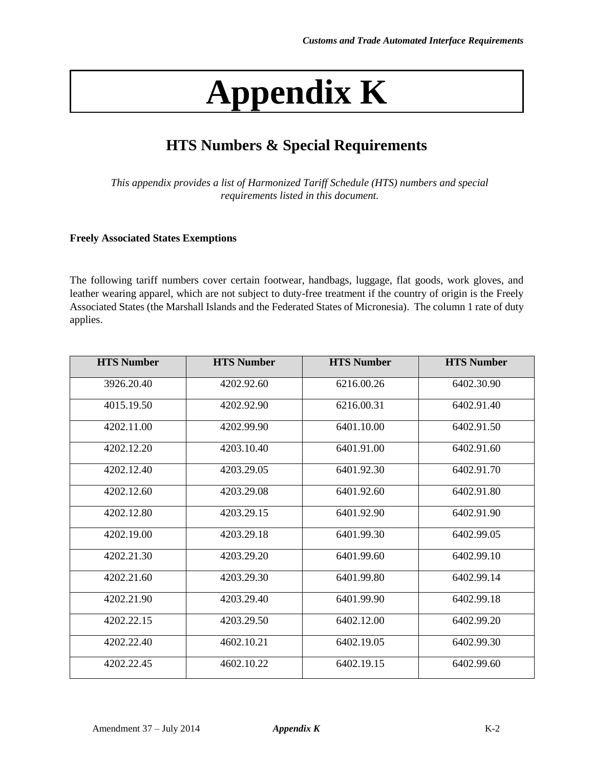# Appendix K

## HTS Numbers & Special Requirements

*This appendix provides a list of Harmonized Tariff Schedule (HTS) numbers and special requirements listed in this document.*

**Freely Associated States Exemptions**

The following tariff numbers cover certain footwear, handbags, luggage, flat goods, work gloves, and leather wearing apparel, which are not subject to duty-free treatment if the country of origin is the Freely Associated States (the Marshall Islands and the Federated States of Micronesia). The column 1 rate of duty applies.

| HTS Number | HTS Number | HTS Number | HTS Number |
|---|---|---|---|
| 3926.20.40 | 4202.92.60 | 6216.00.26 | 6402.30.90 |
| 4015.19.50 | 4202.92.90 | 6216.00.31 | 6402.91.40 |
| 4202.11.00 | 4202.99.90 | 6401.10.00 | 6402.91.50 |
| 4202.12.20 | 4203.10.40 | 6401.91.00 | 6402.91.60 |
| 4202.12.40 | 4203.29.05 | 6401.92.30 | 6402.91.70 |
| 4202.12.60 | 4203.29.08 | 6401.92.60 | 6402.91.80 |
| 4202.12.80 | 4203.29.15 | 6401.92.90 | 6402.91.90 |
| 4202.19.00 | 4203.29.18 | 6401.99.30 | 6402.99.05 |
| 4202.21.30 | 4203.29.20 | 6401.99.60 | 6402.99.10 |
| 4202.21.60 | 4203.29.30 | 6401.99.80 | 6402.99.14 |
| 4202.21.90 | 4203.29.40 | 6401.99.90 | 6402.99.18 |
| 4202.22.15 | 4203.29.50 | 6402.12.00 | 6402.99.20 |
| 4202.22.40 | 4602.10.21 | 6402.19.05 | 6402.99.30 |
| 4202.22.45 | 4602.10.22 | 6402.19.15 | 6402.99.60 |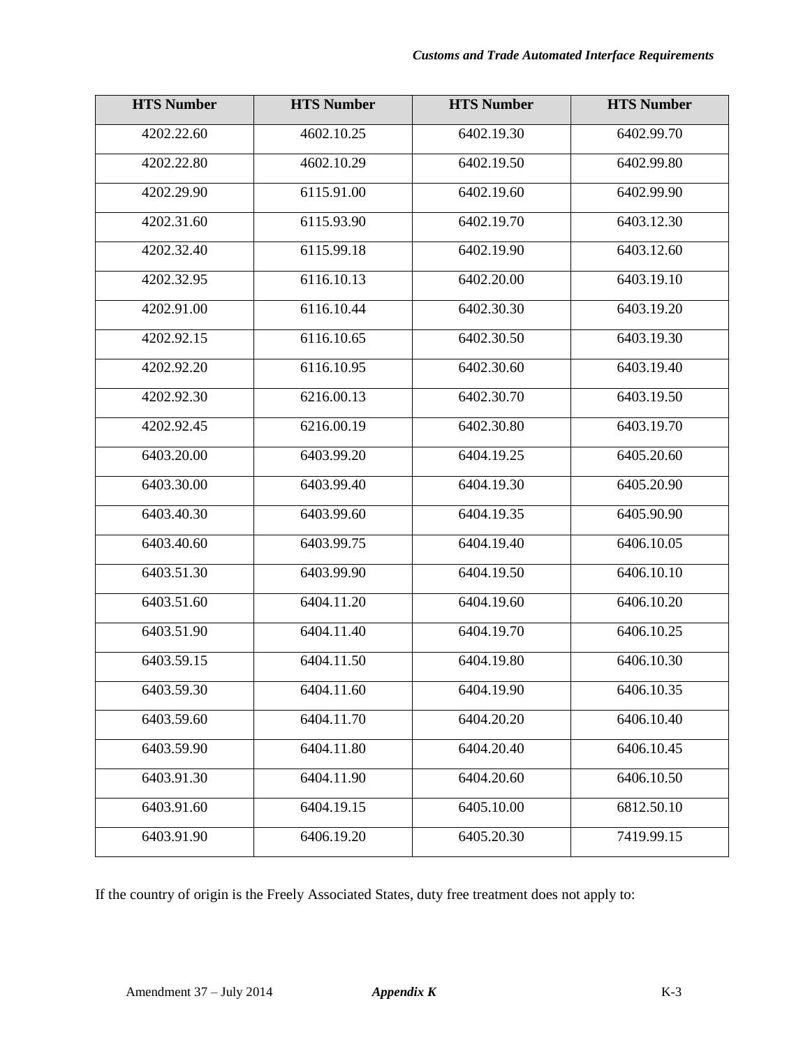| HTS Number | HTS Number | HTS Number | HTS Number |
|---|---|---|---|
| 4202.22.60 | 4602.10.25 | 6402.19.30 | 6402.99.70 |
| 4202.22.80 | 4602.10.29 | 6402.19.50 | 6402.99.80 |
| 4202.29.90 | 6115.91.00 | 6402.19.60 | 6402.99.90 |
| 4202.31.60 | 6115.93.90 | 6402.19.70 | 6403.12.30 |
| 4202.32.40 | 6115.99.18 | 6402.19.90 | 6403.12.60 |
| 4202.32.95 | 6116.10.13 | 6402.20.00 | 6403.19.10 |
| 4202.91.00 | 6116.10.44 | 6402.30.30 | 6403.19.20 |
| 4202.92.15 | 6116.10.65 | 6402.30.50 | 6403.19.30 |
| 4202.92.20 | 6116.10.95 | 6402.30.60 | 6403.19.40 |
| 4202.92.30 | 6216.00.13 | 6402.30.70 | 6403.19.50 |
| 4202.92.45 | 6216.00.19 | 6402.30.80 | 6403.19.70 |
| 6403.20.00 | 6403.99.20 | 6404.19.25 | 6405.20.60 |
| 6403.30.00 | 6403.99.40 | 6404.19.30 | 6405.20.90 |
| 6403.40.30 | 6403.99.60 | 6404.19.35 | 6405.90.90 |
| 6403.40.60 | 6403.99.75 | 6404.19.40 | 6406.10.05 |
| 6403.51.30 | 6403.99.90 | 6404.19.50 | 6406.10.10 |
| 6403.51.60 | 6404.11.20 | 6404.19.60 | 6406.10.20 |
| 6403.51.90 | 6404.11.40 | 6404.19.70 | 6406.10.25 |
| 6403.59.15 | 6404.11.50 | 6404.19.80 | 6406.10.30 |
| 6403.59.30 | 6404.11.60 | 6404.19.90 | 6406.10.35 |
| 6403.59.60 | 6404.11.70 | 6404.20.20 | 6406.10.40 |
| 6403.59.90 | 6404.11.80 | 6404.20.40 | 6406.10.45 |
| 6403.91.30 | 6404.11.90 | 6404.20.60 | 6406.10.50 |
| 6403.91.60 | 6404.19.15 | 6405.10.00 | 6812.50.10 |
| 6403.91.90 | 6406.19.20 | 6405.20.30 | 7419.99.15 |

If the country of origin is the Freely Associated States, duty free treatment does not apply to: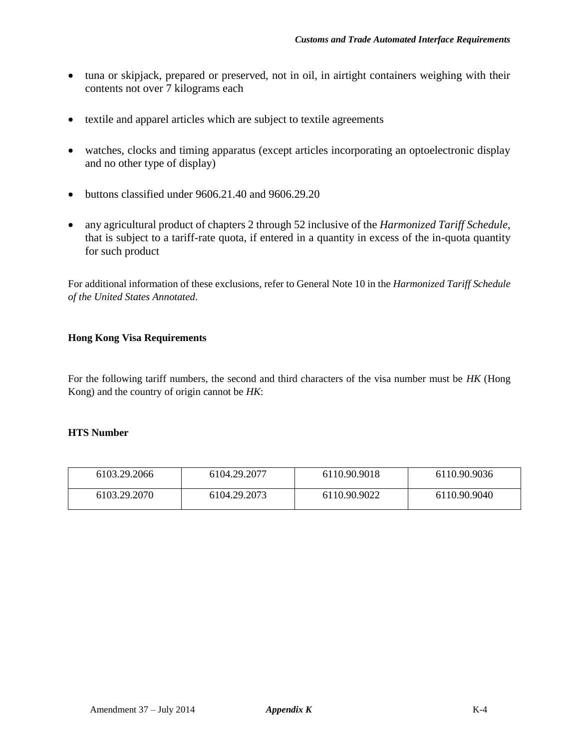- tuna or skipjack, prepared or preserved, not in oil, in airtight containers weighing with their contents not over 7 kilograms each
- textile and apparel articles which are subject to textile agreements
- watches, clocks and timing apparatus (except articles incorporating an optoelectronic display and no other type of display)
- buttons classified under 9606.21.40 and 9606.29.20
- any agricultural product of chapters 2 through 52 inclusive of the *Harmonized Tariff Schedule*, that is subject to a tariff-rate quota, if entered in a quantity in excess of the in-quota quantity for such product

For additional information of these exclusions, refer to General Note 10 in the *Harmonized Tariff Schedule of the United States Annotated*.

**Hong Kong Visa Requirements**

For the following tariff numbers, the second and third characters of the visa number must be *HK* (Hong Kong) and the country of origin cannot be *HK*:

**HTS Number**

| | | | |
|---|---|---|---|
| 6103.29.2066 | 6104.29.2077 | 6110.90.9018 | 6110.90.9036 |
| 6103.29.2070 | 6104.29.2073 | 6110.90.9022 | 6110.90.9040 |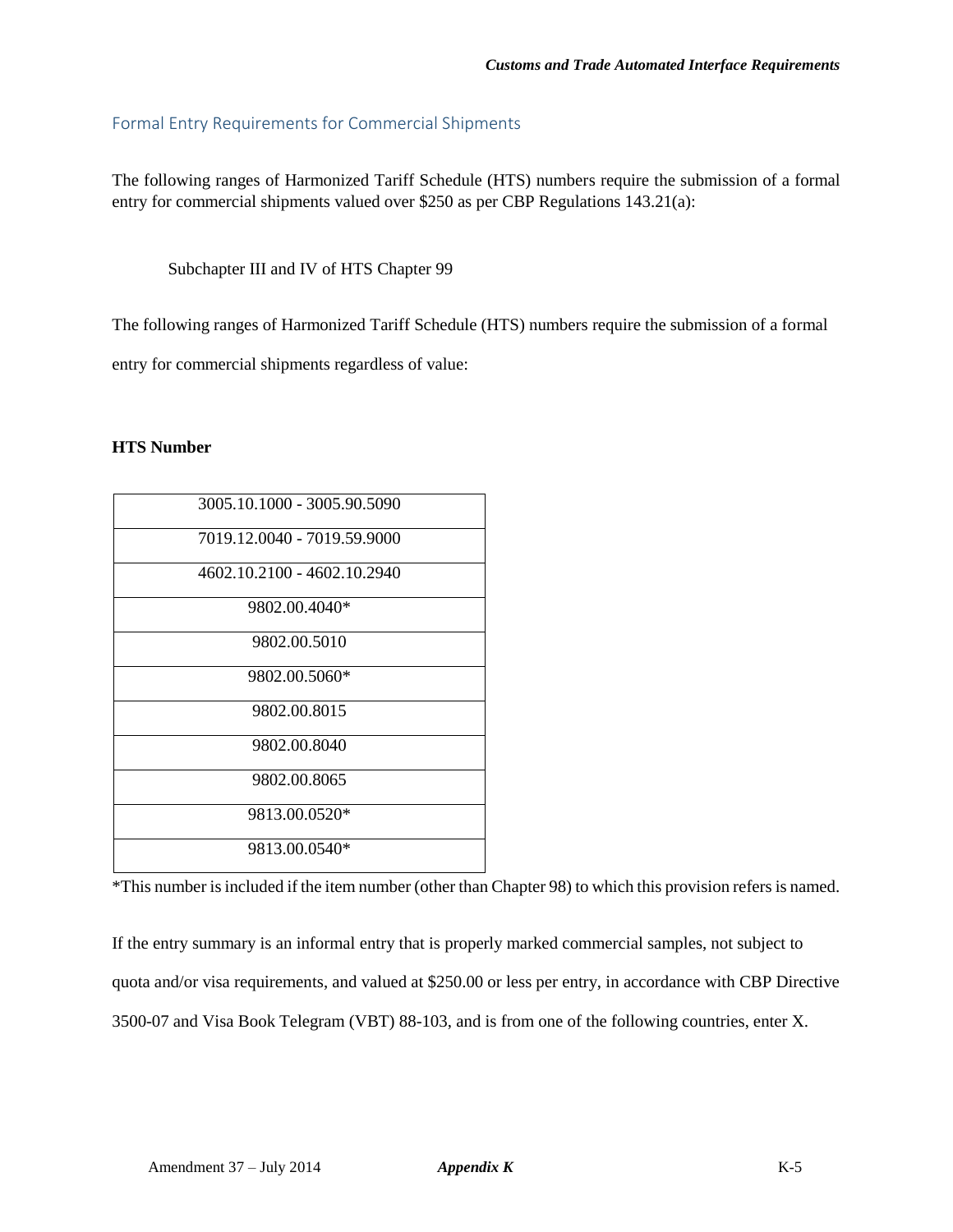## Formal Entry Requirements for Commercial Shipments

The following ranges of Harmonized Tariff Schedule (HTS) numbers require the submission of a formal entry for commercial shipments valued over $250 as per CBP Regulations 143.21(a):

Subchapter III and IV of HTS Chapter 99

The following ranges of Harmonized Tariff Schedule (HTS) numbers require the submission of a formal entry for commercial shipments regardless of value:

**HTS Number**

| HTS Number |
|---|
| 3005.10.1000 - 3005.90.5090 |
| 7019.12.0040 - 7019.59.9000 |
| 4602.10.2100 - 4602.10.2940 |
| 9802.00.4040* |
| 9802.00.5010 |
| 9802.00.5060* |
| 9802.00.8015 |
| 9802.00.8040 |
| 9802.00.8065 |
| 9813.00.0520* |
| 9813.00.0540* |

*This number is included if the item number (other than Chapter 98) to which this provision refers is named.

If the entry summary is an informal entry that is properly marked commercial samples, not subject to quota and/or visa requirements, and valued at $250.00 or less per entry, in accordance with CBP Directive 3500-07 and Visa Book Telegram (VBT) 88-103, and is from one of the following countries, enter X.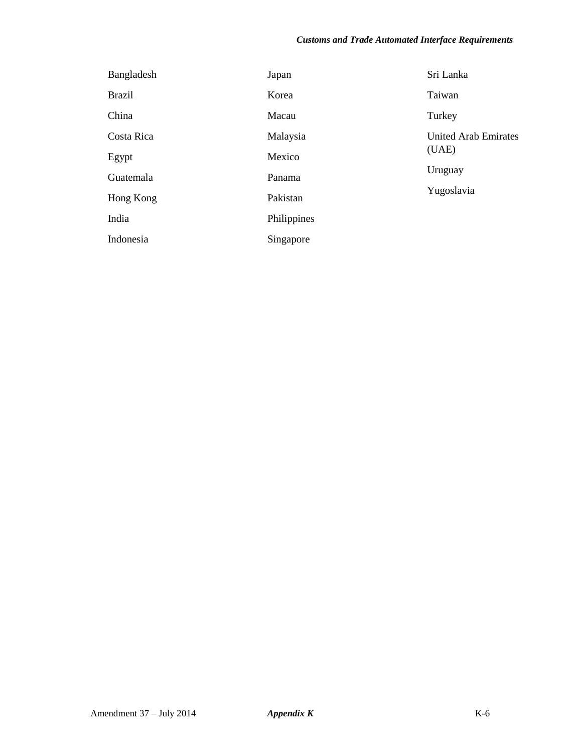- Bangladesh
- Brazil
- China
- Costa Rica
- Egypt
- Guatemala
- Hong Kong
- India
- Indonesia
- Japan
- Korea
- Macau
- Malaysia
- Mexico
- Panama
- Pakistan
- Philippines
- Singapore
- Sri Lanka
- Taiwan
- Turkey
- United Arab Emirates (UAE)
- Uruguay
- Yugoslavia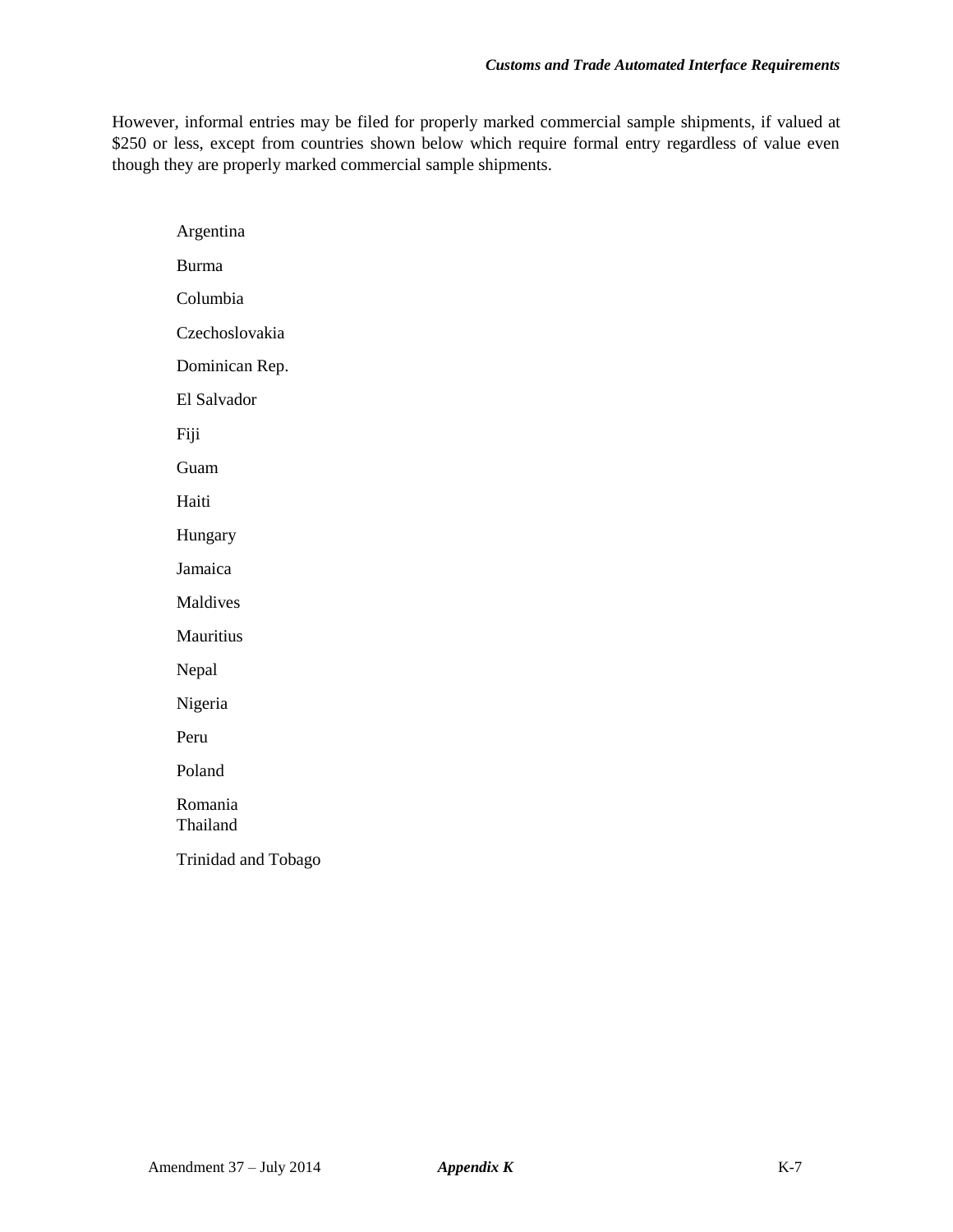However, informal entries may be filed for properly marked commercial sample shipments, if valued at $250 or less, except from countries shown below which require formal entry regardless of value even though they are properly marked commercial sample shipments.

Argentina

Burma

Columbia

Czechoslovakia

Dominican Rep.

El Salvador

Fiji

Guam

Haiti

Hungary

Jamaica

Maldives

Mauritius

Nepal

Nigeria

Peru

Poland

Romania
Thailand

Trinidad and Tobago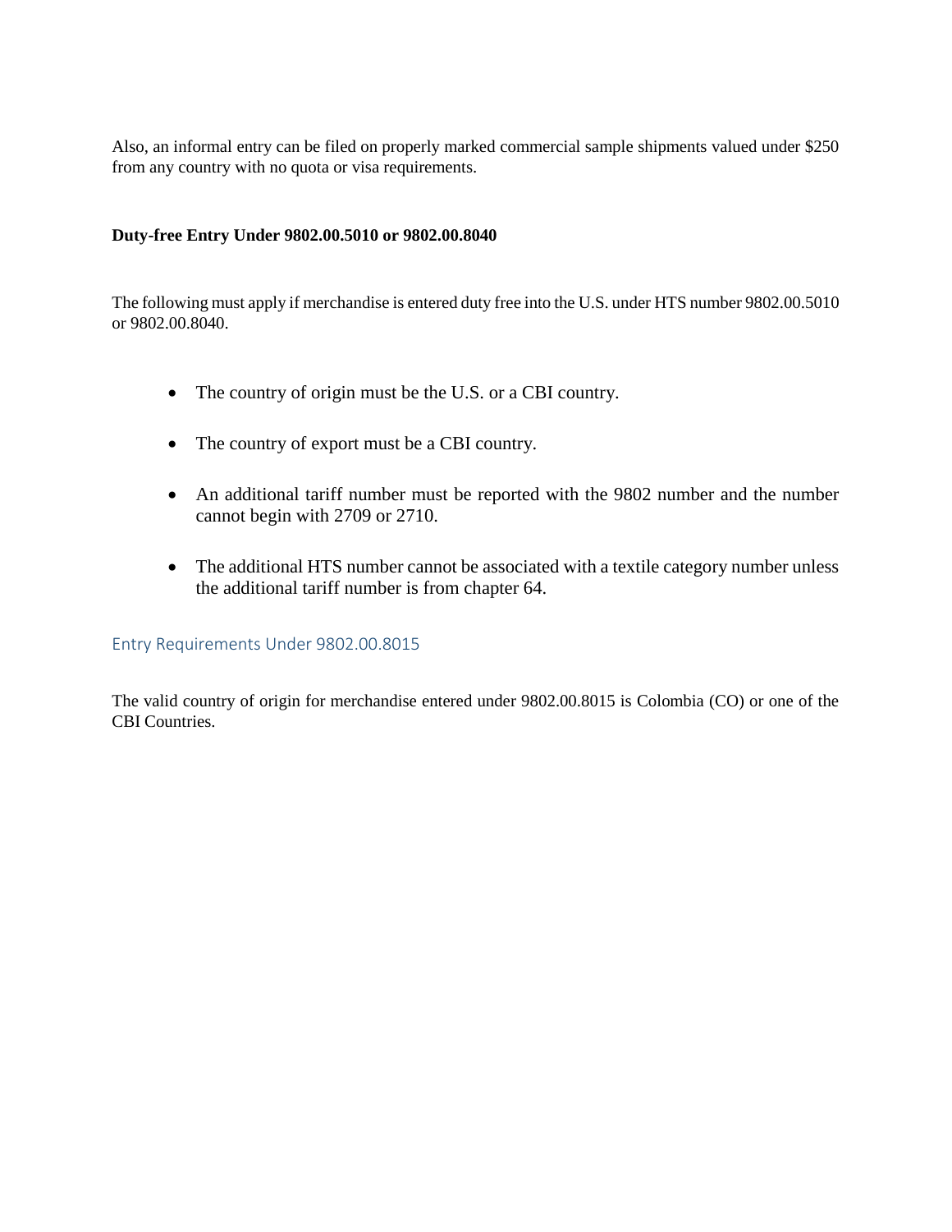Also, an informal entry can be filed on properly marked commercial sample shipments valued under $250 from any country with no quota or visa requirements.

**Duty-free Entry Under 9802.00.5010 or 9802.00.8040**

The following must apply if merchandise is entered duty free into the U.S. under HTS number 9802.00.5010 or 9802.00.8040.

- The country of origin must be the U.S. or a CBI country.
- The country of export must be a CBI country.
- An additional tariff number must be reported with the 9802 number and the number cannot begin with 2709 or 2710.
- The additional HTS number cannot be associated with a textile category number unless the additional tariff number is from chapter 64.

### Entry Requirements Under 9802.00.8015

The valid country of origin for merchandise entered under 9802.00.8015 is Colombia (CO) or one of the CBI Countries.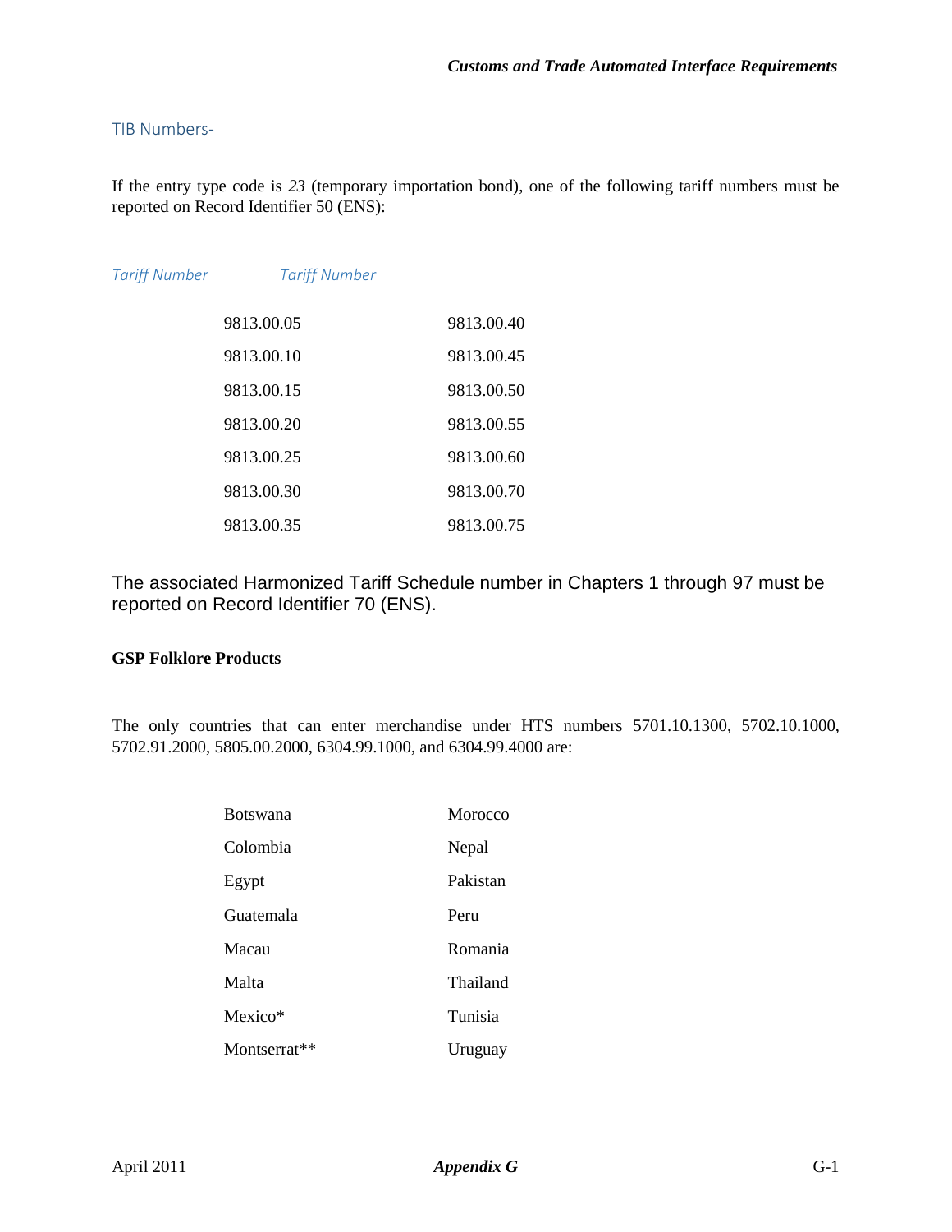### TIB Numbers-

If the entry type code is *23* (temporary importation bond), one of the following tariff numbers must be reported on Record Identifier 50 (ENS):

| *Tariff Number* | *Tariff Number* |
| --- | --- |
| 9813.00.05 | 9813.00.40 |
| 9813.00.10 | 9813.00.45 |
| 9813.00.15 | 9813.00.50 |
| 9813.00.20 | 9813.00.55 |
| 9813.00.25 | 9813.00.60 |
| 9813.00.30 | 9813.00.70 |
| 9813.00.35 | 9813.00.75 |

The associated Harmonized Tariff Schedule number in Chapters 1 through 97 must be reported on Record Identifier 70 (ENS).

**GSP Folklore Products**

The only countries that can enter merchandise under HTS numbers 5701.10.1300, 5702.10.1000, 5702.91.2000, 5805.00.2000, 6304.99.1000, and 6304.99.4000 are:

| | |
| --- | --- |
| Botswana | Morocco |
| Colombia | Nepal |
| Egypt | Pakistan |
| Guatemala | Peru |
| Macau | Romania |
| Malta | Thailand |
| Mexico* | Tunisia |
| Montserrat** | Uruguay |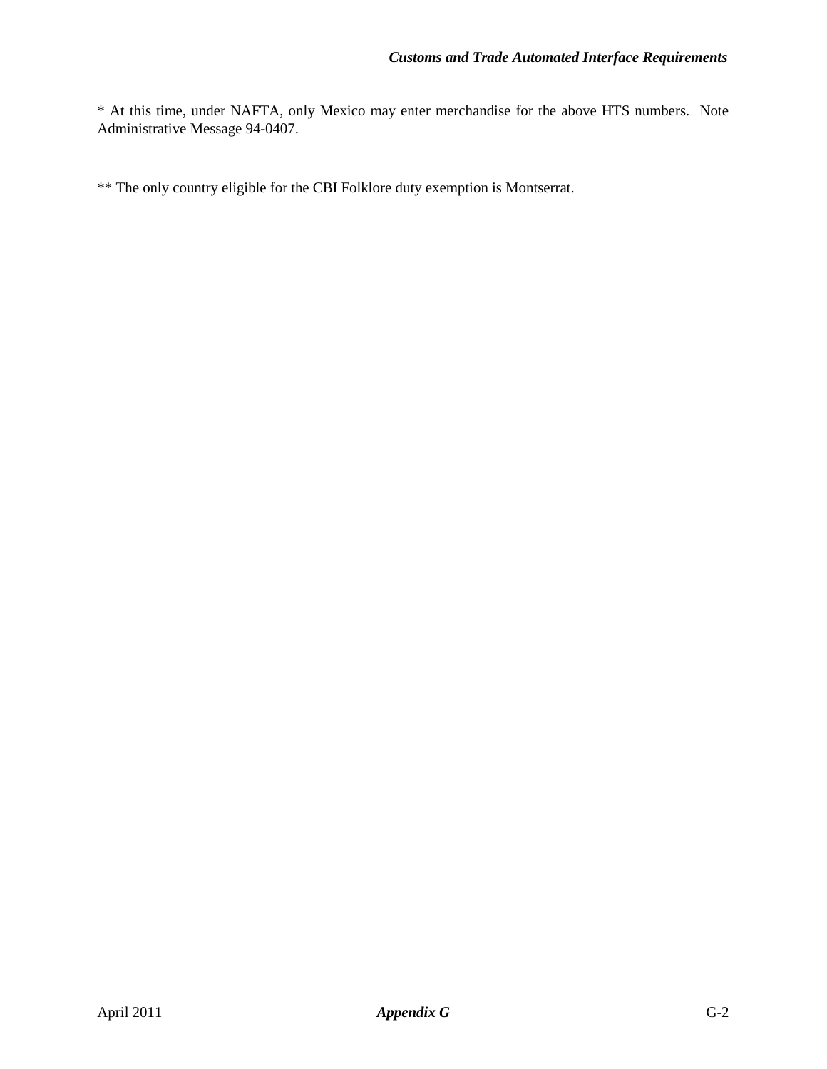* At this time, under NAFTA, only Mexico may enter merchandise for the above HTS numbers. Note Administrative Message 94-0407.

** The only country eligible for the CBI Folklore duty exemption is Montserrat.